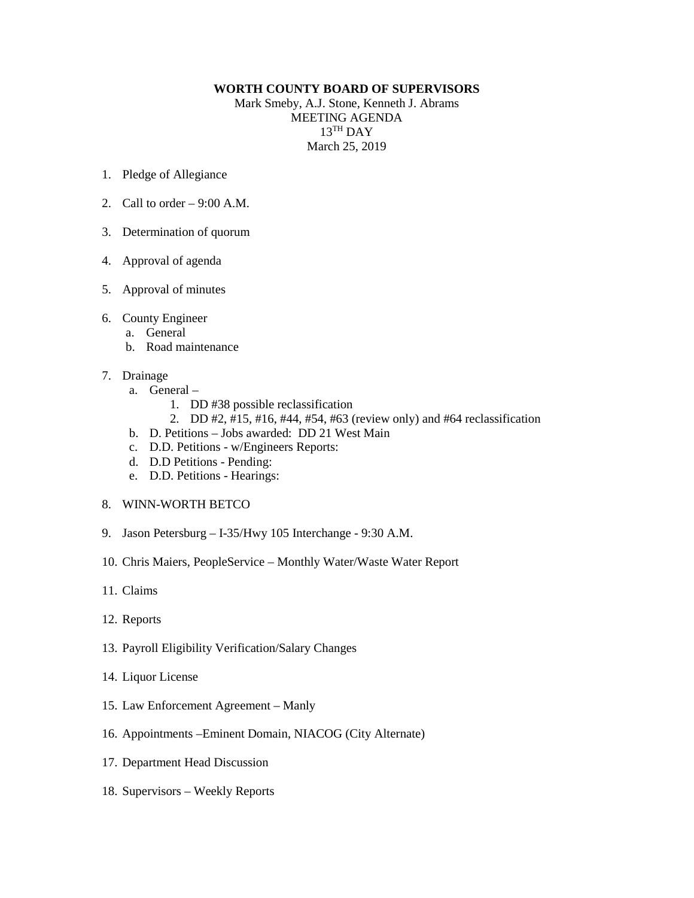**WORTH COUNTY BOARD OF SUPERVISORS**

Mark Smeby, A.J. Stone, Kenneth J. Abrams

MEETING AGENDA

13TH DAY

March 25, 2019

1. Pledge of Allegiance

2. Call to order – 9:00 A.M.

3. Determination of quorum

4. Approval of agenda

5. Approval of minutes

6. County Engineer
   a. General
   b. Road maintenance

7. Drainage
   a. General –
      1. DD #38 possible reclassification
      2. DD #2, #15, #16, #44, #54, #63 (review only) and #64 reclassification
   b. D. Petitions – Jobs awarded: DD 21 West Main
   c. D.D. Petitions - w/Engineers Reports:
   d. D.D Petitions - Pending:
   e. D.D. Petitions - Hearings:

8. WINN-WORTH BETCO

9. Jason Petersburg – I-35/Hwy 105 Interchange - 9:30 A.M.

10. Chris Maiers, PeopleService – Monthly Water/Waste Water Report

11. Claims

12. Reports

13. Payroll Eligibility Verification/Salary Changes

14. Liquor License

15. Law Enforcement Agreement – Manly

16. Appointments –Eminent Domain, NIACOG (City Alternate)

17. Department Head Discussion

18. Supervisors – Weekly Reports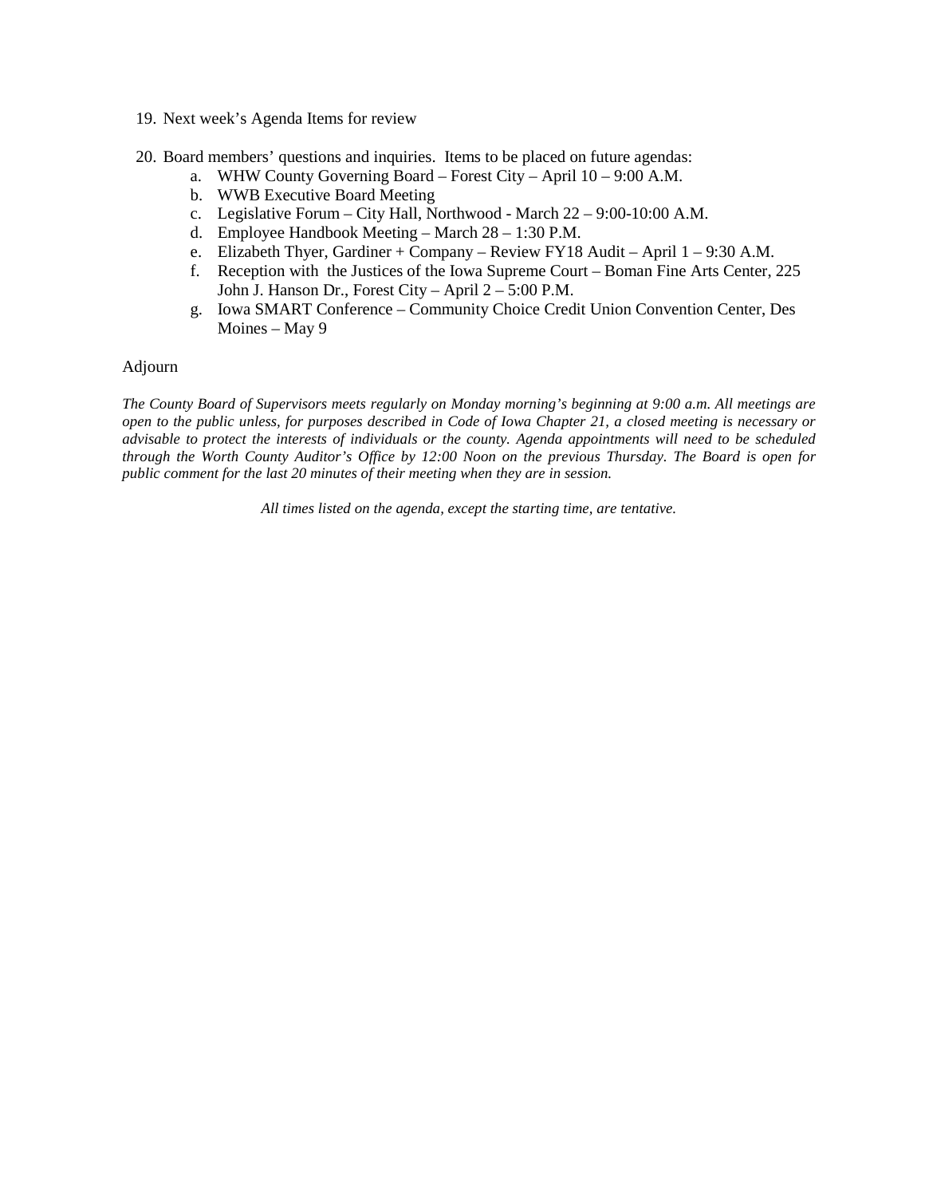19. Next week's Agenda Items for review

20. Board members' questions and inquiries. Items to be placed on future agendas:
    a. WHW County Governing Board – Forest City – April 10 – 9:00 A.M.
    b. WWB Executive Board Meeting
    c. Legislative Forum – City Hall, Northwood - March 22 – 9:00-10:00 A.M.
    d. Employee Handbook Meeting – March 28 – 1:30 P.M.
    e. Elizabeth Thyer, Gardiner + Company – Review FY18 Audit – April 1 – 9:30 A.M.
    f. Reception with the Justices of the Iowa Supreme Court – Boman Fine Arts Center, 225 John J. Hanson Dr., Forest City – April 2 – 5:00 P.M.
    g. Iowa SMART Conference – Community Choice Credit Union Convention Center, Des Moines – May 9

Adjourn

*The County Board of Supervisors meets regularly on Monday morning's beginning at 9:00 a.m. All meetings are open to the public unless, for purposes described in Code of Iowa Chapter 21, a closed meeting is necessary or advisable to protect the interests of individuals or the county. Agenda appointments will need to be scheduled through the Worth County Auditor's Office by 12:00 Noon on the previous Thursday. The Board is open for public comment for the last 20 minutes of their meeting when they are in session.*

*All times listed on the agenda, except the starting time, are tentative.*